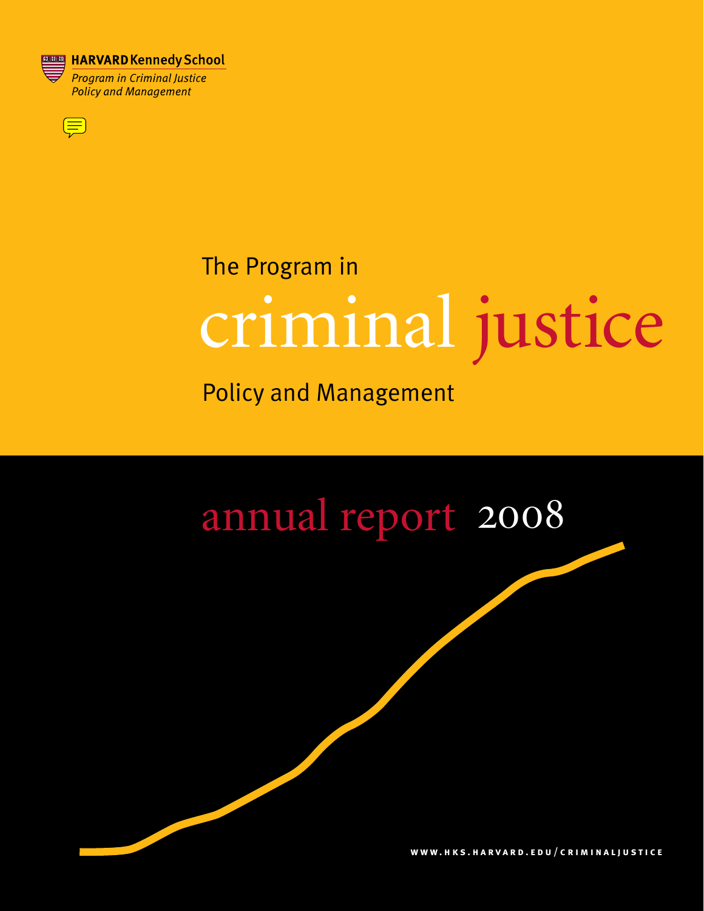**HARVARD Kennedy School**
*Program in Criminal Justice Policy and Management*

# The Program in criminal justice Policy and Management

## annual report 2008

WWW.HKS.HARVARD.EDU/CRIMINALJUSTICE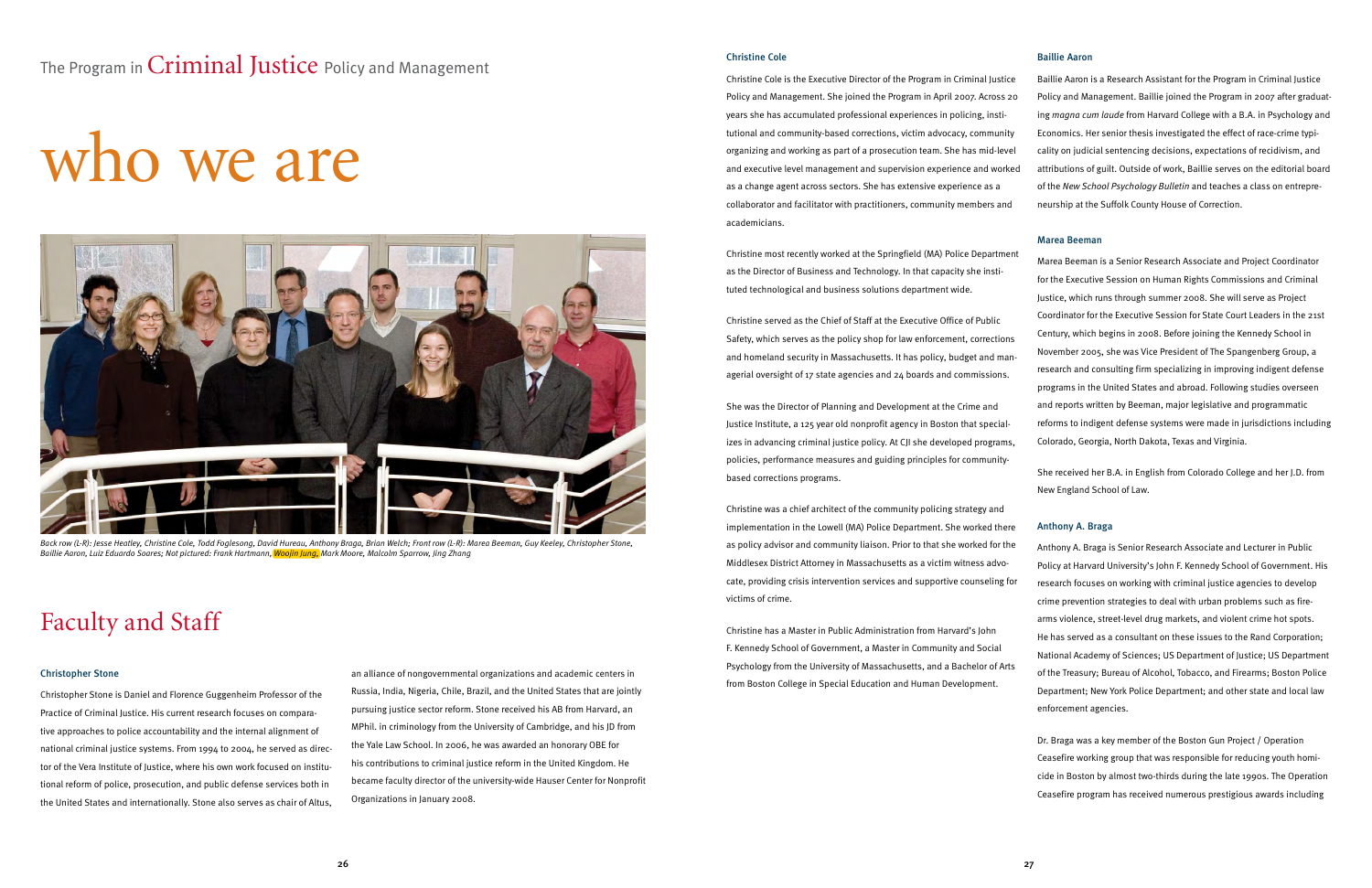The Program in Criminal Justice Policy and Management

# who we are

*Back row (L-R): Jesse Heatley, Christine Cole, Todd Foglesong, David Hureau, Anthony Braga, Brian Welch; Front row (L-R): Marea Beeman, Guy Keeley, Christopher Stone, Baillie Aaron, Luiz Eduardo Soares; Not pictured: Frank Hartmann, Woojin Jung, Mark Moore, Malcolm Sparrow, Jing Zhang*

## Faculty and Staff

### Christopher Stone

Christopher Stone is Daniel and Florence Guggenheim Professor of the Practice of Criminal Justice. His current research focuses on comparative approaches to police accountability and the internal alignment of national criminal justice systems. From 1994 to 2004, he served as director of the Vera Institute of Justice, where his own work focused on institutional reform of police, prosecution, and public defense services both in the United States and internationally. Stone also serves as chair of Altus, an alliance of nongovernmental organizations and academic centers in Russia, India, Nigeria, Chile, Brazil, and the United States that are jointly pursuing justice sector reform. Stone received his AB from Harvard, an MPhil. in criminology from the University of Cambridge, and his JD from the Yale Law School. In 2006, he was awarded an honorary OBE for his contributions to criminal justice reform in the United Kingdom. He became faculty director of the university-wide Hauser Center for Nonprofit Organizations in January 2008.

### Christine Cole

Christine Cole is the Executive Director of the Program in Criminal Justice Policy and Management. She joined the Program in April 2007. Across 20 years she has accumulated professional experiences in policing, institutional and community-based corrections, victim advocacy, community organizing and working as part of a prosecution team. She has mid-level and executive level management and supervision experience and worked as a change agent across sectors. She has extensive experience as a collaborator and facilitator with practitioners, community members and academicians.

Christine most recently worked at the Springfield (MA) Police Department as the Director of Business and Technology. In that capacity she instituted technological and business solutions department wide.

Christine served as the Chief of Staff at the Executive Office of Public Safety, which serves as the policy shop for law enforcement, corrections and homeland security in Massachusetts. It has policy, budget and managerial oversight of 17 state agencies and 24 boards and commissions.

She was the Director of Planning and Development at the Crime and Justice Institute, a 125 year old nonprofit agency in Boston that specializes in advancing criminal justice policy. At CJI she developed programs, policies, performance measures and guiding principles for community-based corrections programs.

Christine was a chief architect of the community policing strategy and implementation in the Lowell (MA) Police Department. She worked there as policy advisor and community liaison. Prior to that she worked for the Middlesex District Attorney in Massachusetts as a victim witness advocate, providing crisis intervention services and supportive counseling for victims of crime.

Christine has a Master in Public Administration from Harvard's John F. Kennedy School of Government, a Master in Community and Social Psychology from the University of Massachusetts, and a Bachelor of Arts from Boston College in Special Education and Human Development.

### Baillie Aaron

Baillie Aaron is a Research Assistant for the Program in Criminal Justice Policy and Management. Baillie joined the Program in 2007 after graduating *magna cum laude* from Harvard College with a B.A. in Psychology and Economics. Her senior thesis investigated the effect of race-crime typicality on judicial sentencing decisions, expectations of recidivism, and attributions of guilt. Outside of work, Baillie serves on the editorial board of the *New School Psychology Bulletin* and teaches a class on entrepreneurship at the Suffolk County House of Correction.

### Marea Beeman

Marea Beeman is a Senior Research Associate and Project Coordinator for the Executive Session on Human Rights Commissions and Criminal Justice, which runs through summer 2008. She will serve as Project Coordinator for the Executive Session for State Court Leaders in the 21st Century, which begins in 2008. Before joining the Kennedy School in November 2005, she was Vice President of The Spangenberg Group, a research and consulting firm specializing in improving indigent defense programs in the United States and abroad. Following studies overseen and reports written by Beeman, major legislative and programmatic reforms to indigent defense systems were made in jurisdictions including Colorado, Georgia, North Dakota, Texas and Virginia.

She received her B.A. in English from Colorado College and her J.D. from New England School of Law.

### Anthony A. Braga

Anthony A. Braga is Senior Research Associate and Lecturer in Public Policy at Harvard University's John F. Kennedy School of Government. His research focuses on working with criminal justice agencies to develop crime prevention strategies to deal with urban problems such as firearms violence, street-level drug markets, and violent crime hot spots. He has served as a consultant on these issues to the Rand Corporation; National Academy of Sciences; US Department of Justice; US Department of the Treasury; Bureau of Alcohol, Tobacco, and Firearms; Boston Police Department; New York Police Department; and other state and local law enforcement agencies.

Dr. Braga was a key member of the Boston Gun Project / Operation Ceasefire working group that was responsible for reducing youth homicide in Boston by almost two-thirds during the late 1990s. The Operation Ceasefire program has received numerous prestigious awards including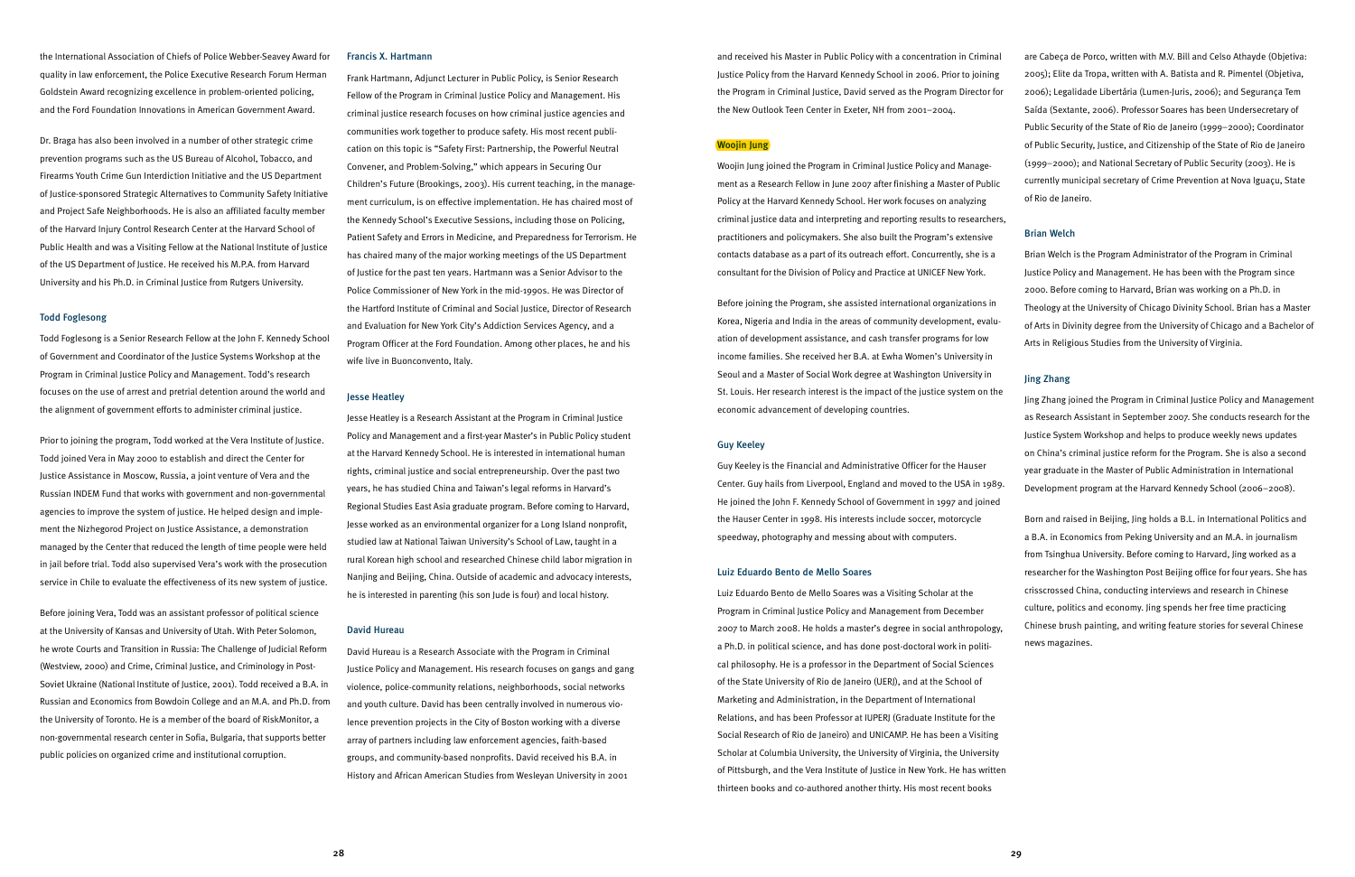the International Association of Chiefs of Police Webber-Seavey Award for quality in law enforcement, the Police Executive Research Forum Herman Goldstein Award recognizing excellence in problem-oriented policing, and the Ford Foundation Innovations in American Government Award.

Dr. Braga has also been involved in a number of other strategic crime prevention programs such as the US Bureau of Alcohol, Tobacco, and Firearms Youth Crime Gun Interdiction Initiative and the US Department of Justice-sponsored Strategic Alternatives to Community Safety Initiative and Project Safe Neighborhoods. He is also an affiliated faculty member of the Harvard Injury Control Research Center at the Harvard School of Public Health and was a Visiting Fellow at the National Institute of Justice of the US Department of Justice. He received his M.P.A. from Harvard University and his Ph.D. in Criminal Justice from Rutgers University.

### Todd Foglesong

Todd Foglesong is a Senior Research Fellow at the John F. Kennedy School of Government and Coordinator of the Justice Systems Workshop at the Program in Criminal Justice Policy and Management. Todd's research focuses on the use of arrest and pretrial detention around the world and the alignment of government efforts to administer criminal justice.

Prior to joining the program, Todd worked at the Vera Institute of Justice. Todd joined Vera in May 2000 to establish and direct the Center for Justice Assistance in Moscow, Russia, a joint venture of Vera and the Russian INDEM Fund that works with government and non-governmental agencies to improve the system of justice. He helped design and implement the Nizhegorod Project on Justice Assistance, a demonstration managed by the Center that reduced the length of time people were held in jail before trial. Todd also supervised Vera's work with the prosecution service in Chile to evaluate the effectiveness of its new system of justice.

Before joining Vera, Todd was an assistant professor of political science at the University of Kansas and University of Utah. With Peter Solomon, he wrote Courts and Transition in Russia: The Challenge of Judicial Reform (Westview, 2000) and Crime, Criminal Justice, and Criminology in Post-Soviet Ukraine (National Institute of Justice, 2001). Todd received a B.A. in Russian and Economics from Bowdoin College and an M.A. and Ph.D. from the University of Toronto. He is a member of the board of RiskMonitor, a non-governmental research center in Sofia, Bulgaria, that supports better public policies on organized crime and institutional corruption.

### Francis X. Hartmann

Frank Hartmann, Adjunct Lecturer in Public Policy, is Senior Research Fellow of the Program in Criminal Justice Policy and Management. His criminal justice research focuses on how criminal justice agencies and communities work together to produce safety. His most recent publication on this topic is "Safety First: Partnership, the Powerful Neutral Convener, and Problem-Solving," which appears in Securing Our Children's Future (Brookings, 2003). His current teaching, in the management curriculum, is on effective implementation. He has chaired most of the Kennedy School's Executive Sessions, including those on Policing, Patient Safety and Errors in Medicine, and Preparedness for Terrorism. He has chaired many of the major working meetings of the US Department of Justice for the past ten years. Hartmann was a Senior Advisor to the Police Commissioner of New York in the mid-1990s. He was Director of the Hartford Institute of Criminal and Social Justice, Director of Research and Evaluation for New York City's Addiction Services Agency, and a Program Officer at the Ford Foundation. Among other places, he and his wife live in Buonconvento, Italy.

### Jesse Heatley

Jesse Heatley is a Research Assistant at the Program in Criminal Justice Policy and Management and a first-year Master's in Public Policy student at the Harvard Kennedy School. He is interested in international human rights, criminal justice and social entrepreneurship. Over the past two years, he has studied China and Taiwan's legal reforms in Harvard's Regional Studies East Asia graduate program. Before coming to Harvard, Jesse worked as an environmental organizer for a Long Island nonprofit, studied law at National Taiwan University's School of Law, taught in a rural Korean high school and researched Chinese child labor migration in Nanjing and Beijing, China. Outside of academic and advocacy interests, he is interested in parenting (his son Jude is four) and local history.

### David Hureau

David Hureau is a Research Associate with the Program in Criminal Justice Policy and Management. His research focuses on gangs and gang violence, police-community relations, neighborhoods, social networks and youth culture. David has been centrally involved in numerous violence prevention projects in the City of Boston working with a diverse array of partners including law enforcement agencies, faith-based groups, and community-based nonprofits. David received his B.A. in History and African American Studies from Wesleyan University in 2001 and received his Master in Public Policy with a concentration in Criminal Justice Policy from the Harvard Kennedy School in 2006. Prior to joining the Program in Criminal Justice, David served as the Program Director for the New Outlook Teen Center in Exeter, NH from 2001–2004.

### Woojin Jung

Woojin Jung joined the Program in Criminal Justice Policy and Management as a Research Fellow in June 2007 after finishing a Master of Public Policy at the Harvard Kennedy School. Her work focuses on analyzing criminal justice data and interpreting and reporting results to researchers, practitioners and policymakers. She also built the Program's extensive contacts database as a part of its outreach effort. Concurrently, she is a consultant for the Division of Policy and Practice at UNICEF New York.

Before joining the Program, she assisted international organizations in Korea, Nigeria and India in the areas of community development, evaluation of development assistance, and cash transfer programs for low income families. She received her B.A. at Ewha Women's University in Seoul and a Master of Social Work degree at Washington University in St. Louis. Her research interest is the impact of the justice system on the economic advancement of developing countries.

### Guy Keeley

Guy Keeley is the Financial and Administrative Officer for the Hauser Center. Guy hails from Liverpool, England and moved to the USA in 1989. He joined the John F. Kennedy School of Government in 1997 and joined the Hauser Center in 1998. His interests include soccer, motorcycle speedway, photography and messing about with computers.

### Luiz Eduardo Bento de Mello Soares

Luiz Eduardo Bento de Mello Soares was a Visiting Scholar at the Program in Criminal Justice Policy and Management from December 2007 to March 2008. He holds a master's degree in social anthropology, a Ph.D. in political science, and has done post-doctoral work in political philosophy. He is a professor in the Department of Social Sciences of the State University of Rio de Janeiro (UERJ), and at the School of Marketing and Administration, in the Department of International Relations, and has been Professor at IUPERJ (Graduate Institute for the Social Research of Rio de Janeiro) and UNICAMP. He has been a Visiting Scholar at Columbia University, the University of Virginia, the University of Pittsburgh, and the Vera Institute of Justice in New York. He has written thirteen books and co-authored another thirty. His most recent books are Cabeça de Porco, written with M.V. Bill and Celso Athayde (Objetiva: 2005); Elite da Tropa, written with A. Batista and R. Pimentel (Objetiva, 2006); Legalidade Libertária (Lumen-Juris, 2006); and Segurança Tem Saída (Sextante, 2006). Professor Soares has been Undersecretary of Public Security of the State of Rio de Janeiro (1999–2000); Coordinator of Public Security, Justice, and Citizenship of the State of Rio de Janeiro (1999–2000); and National Secretary of Public Security (2003). He is currently municipal secretary of Crime Prevention at Nova Iguaçu, State of Rio de Janeiro.

### Brian Welch

Brian Welch is the Program Administrator of the Program in Criminal Justice Policy and Management. He has been with the Program since 2000. Before coming to Harvard, Brian was working on a Ph.D. in Theology at the University of Chicago Divinity School. Brian has a Master of Arts in Divinity degree from the University of Chicago and a Bachelor of Arts in Religious Studies from the University of Virginia.

### Jing Zhang

Jing Zhang joined the Program in Criminal Justice Policy and Management as Research Assistant in September 2007. She conducts research for the Justice System Workshop and helps to produce weekly news updates on China's criminal justice reform for the Program. She is also a second year graduate in the Master of Public Administration in International Development program at the Harvard Kennedy School (2006–2008).

Born and raised in Beijing, Jing holds a B.L. in International Politics and a B.A. in Economics from Peking University and an M.A. in journalism from Tsinghua University. Before coming to Harvard, Jing worked as a researcher for the Washington Post Beijing office for four years. She has crisscrossed China, conducting interviews and research in Chinese culture, politics and economy. Jing spends her free time practicing Chinese brush painting, and writing feature stories for several Chinese news magazines.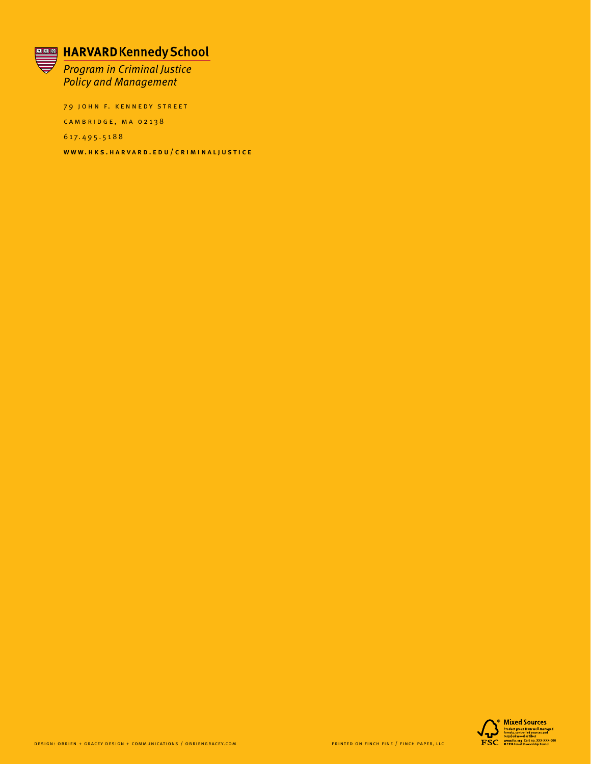**HARVARD Kennedy School**

*Program in Criminal Justice Policy and Management*

79 JOHN F. KENNEDY STREET

CAMBRIDGE, MA 02138

617.495.5188

**WWW.HKS.HARVARD.EDU/CRIMINALJUSTICE**

DESIGN: OBRIEN + GRACEY DESIGN + COMMUNICATIONS / OBRIENGRACEY.COM

PRINTED ON FINCH FINE / FINCH PAPER, LLC

**Mixed Sources**
Product group from well-managed forests, controlled sources and recycled wood or fiber
www.fsc.org Cert no. XXX-XXX-000
© 1996 Forest Stewardship Council

FSC